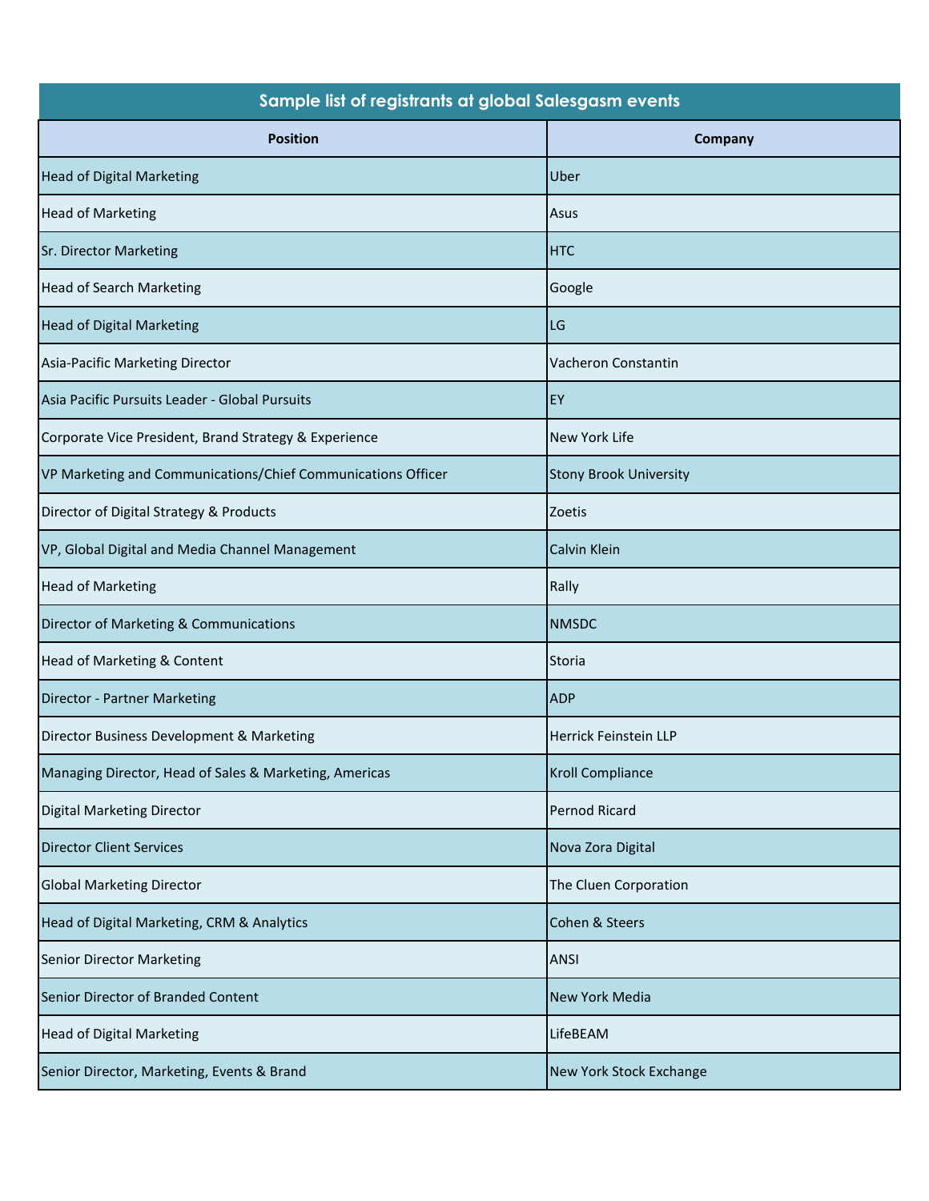| Sample list of registrants at global Salesgasm events | |
|---|---|
| **Position** | **Company** |
| Head of Digital Marketing | Uber |
| Head of Marketing | Asus |
| Sr. Director Marketing | HTC |
| Head of Search Marketing | Google |
| Head of Digital Marketing | LG |
| Asia-Pacific Marketing Director | Vacheron Constantin |
| Asia Pacific Pursuits Leader - Global Pursuits | EY |
| Corporate Vice President, Brand Strategy & Experience | New York Life |
| VP Marketing and Communications/Chief Communications Officer | Stony Brook University |
| Director of Digital Strategy & Products | Zoetis |
| VP, Global Digital and Media Channel Management | Calvin Klein |
| Head of Marketing | Rally |
| Director of Marketing & Communications | NMSDC |
| Head of Marketing & Content | Storia |
| Director - Partner Marketing | ADP |
| Director Business Development & Marketing | Herrick Feinstein LLP |
| Managing Director, Head of Sales & Marketing, Americas | Kroll Compliance |
| Digital Marketing Director | Pernod Ricard |
| Director Client Services | Nova Zora Digital |
| Global Marketing Director | The Cluen Corporation |
| Head of Digital Marketing, CRM & Analytics | Cohen & Steers |
| Senior Director Marketing | ANSI |
| Senior Director of Branded Content | New York Media |
| Head of Digital Marketing | LifeBEAM |
| Senior Director, Marketing, Events & Brand | New York Stock Exchange |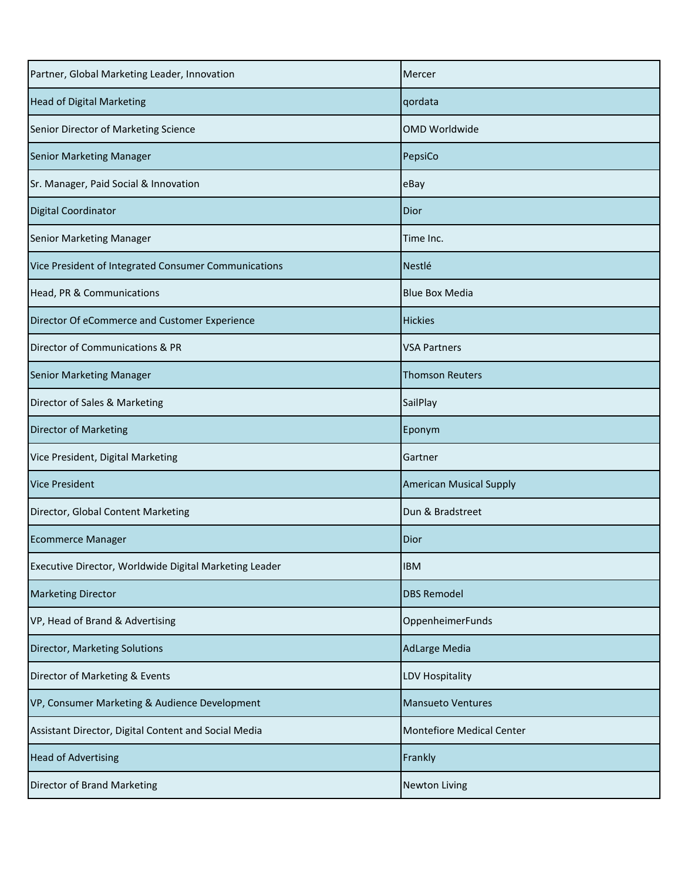| | |
|---|---|
| Partner, Global Marketing Leader, Innovation | Mercer |
| Head of Digital Marketing | qordata |
| Senior Director of Marketing Science | OMD Worldwide |
| Senior Marketing Manager | PepsiCo |
| Sr. Manager, Paid Social & Innovation | eBay |
| Digital Coordinator | Dior |
| Senior Marketing Manager | Time Inc. |
| Vice President of Integrated Consumer Communications | Nestlé |
| Head, PR & Communications | Blue Box Media |
| Director Of eCommerce and Customer Experience | Hickies |
| Director of Communications & PR | VSA Partners |
| Senior Marketing Manager | Thomson Reuters |
| Director of Sales & Marketing | SailPlay |
| Director of Marketing | Eponym |
| Vice President, Digital Marketing | Gartner |
| Vice President | American Musical Supply |
| Director, Global Content Marketing | Dun & Bradstreet |
| Ecommerce Manager | Dior |
| Executive Director, Worldwide Digital Marketing Leader | IBM |
| Marketing Director | DBS Remodel |
| VP, Head of Brand & Advertising | OppenheimerFunds |
| Director, Marketing Solutions | AdLarge Media |
| Director of Marketing & Events | LDV Hospitality |
| VP, Consumer Marketing & Audience Development | Mansueto Ventures |
| Assistant Director, Digital Content and Social Media | Montefiore Medical Center |
| Head of Advertising | Frankly |
| Director of Brand Marketing | Newton Living |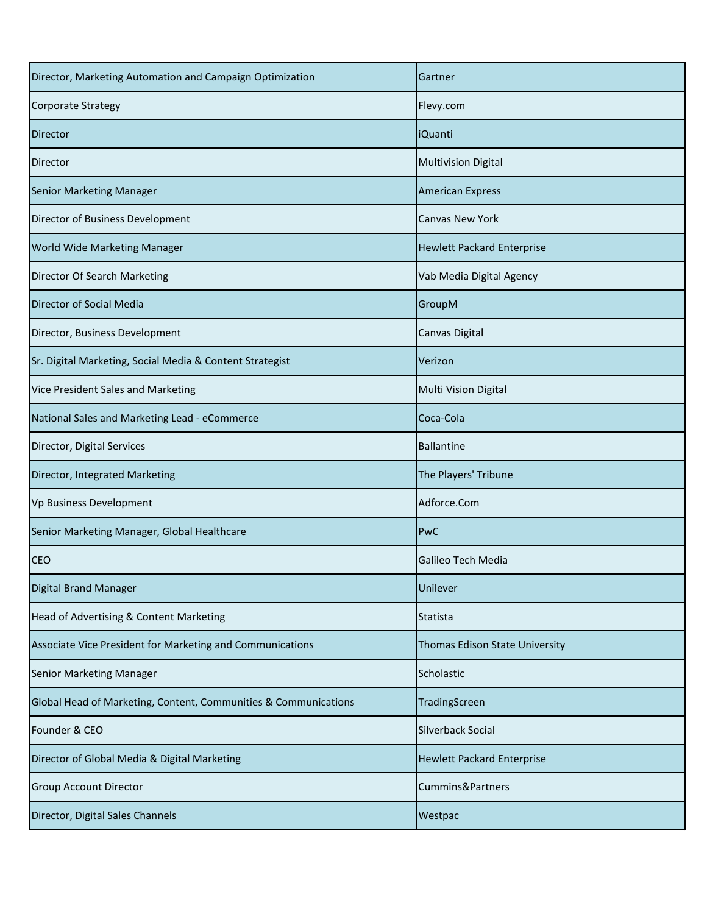| | |
|---|---|
| Director, Marketing Automation and Campaign Optimization | Gartner |
| Corporate Strategy | Flevy.com |
| Director | iQuanti |
| Director | Multivision Digital |
| Senior Marketing Manager | American Express |
| Director of Business Development | Canvas New York |
| World Wide Marketing Manager | Hewlett Packard Enterprise |
| Director Of Search Marketing | Vab Media Digital Agency |
| Director of Social Media | GroupM |
| Director, Business Development | Canvas Digital |
| Sr. Digital Marketing, Social Media & Content Strategist | Verizon |
| Vice President Sales and Marketing | Multi Vision Digital |
| National Sales and Marketing Lead - eCommerce | Coca-Cola |
| Director, Digital Services | Ballantine |
| Director, Integrated Marketing | The Players' Tribune |
| Vp Business Development | Adforce.Com |
| Senior Marketing Manager, Global Healthcare | PwC |
| CEO | Galileo Tech Media |
| Digital Brand Manager | Unilever |
| Head of Advertising & Content Marketing | Statista |
| Associate Vice President for Marketing and Communications | Thomas Edison State University |
| Senior Marketing Manager | Scholastic |
| Global Head of Marketing, Content, Communities & Communications | TradingScreen |
| Founder & CEO | Silverback Social |
| Director of Global Media & Digital Marketing | Hewlett Packard Enterprise |
| Group Account Director | Cummins&Partners |
| Director, Digital Sales Channels | Westpac |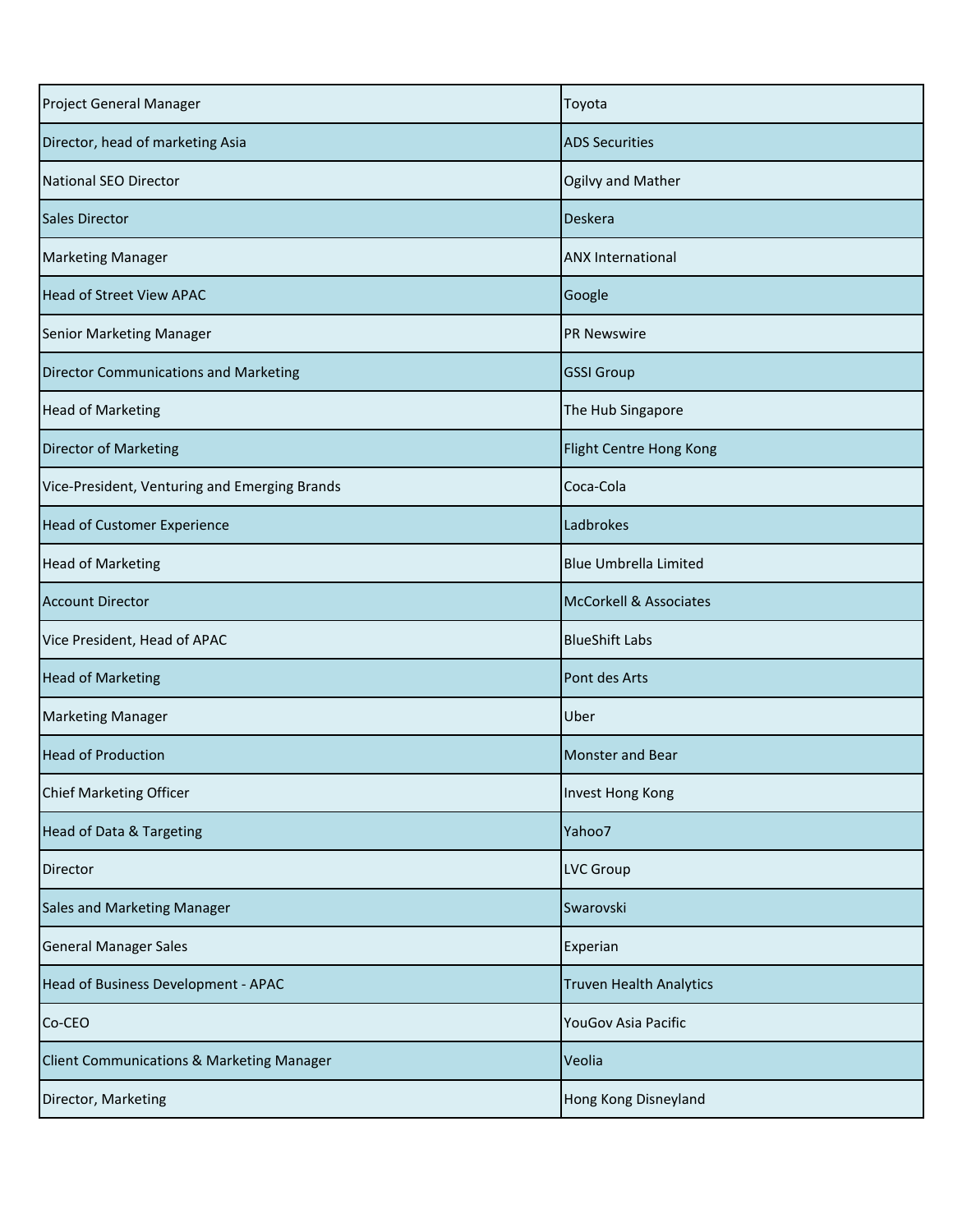| | |
|---|---|
| Project General Manager | Toyota |
| Director, head of marketing Asia | ADS Securities |
| National SEO Director | Ogilvy and Mather |
| Sales Director | Deskera |
| Marketing Manager | ANX International |
| Head of Street View APAC | Google |
| Senior Marketing Manager | PR Newswire |
| Director Communications and Marketing | GSSI Group |
| Head of Marketing | The Hub Singapore |
| Director of Marketing | Flight Centre Hong Kong |
| Vice-President, Venturing and Emerging Brands | Coca-Cola |
| Head of Customer Experience | Ladbrokes |
| Head of Marketing | Blue Umbrella Limited |
| Account Director | McCorkell & Associates |
| Vice President, Head of APAC | BlueShift Labs |
| Head of Marketing | Pont des Arts |
| Marketing Manager | Uber |
| Head of Production | Monster and Bear |
| Chief Marketing Officer | Invest Hong Kong |
| Head of Data & Targeting | Yahoo7 |
| Director | LVC Group |
| Sales and Marketing Manager | Swarovski |
| General Manager Sales | Experian |
| Head of Business Development - APAC | Truven Health Analytics |
| Co-CEO | YouGov Asia Pacific |
| Client Communications & Marketing Manager | Veolia |
| Director, Marketing | Hong Kong Disneyland |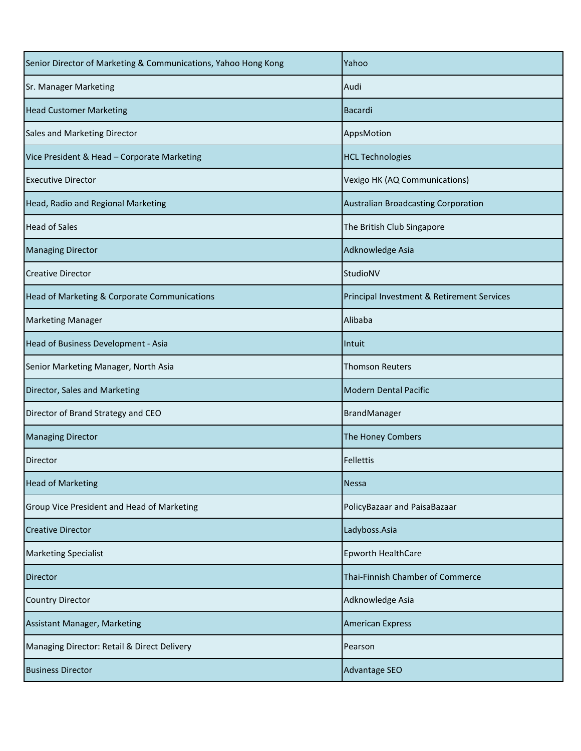| | |
|---|---|
| Senior Director of Marketing & Communications, Yahoo Hong Kong | Yahoo |
| Sr. Manager Marketing | Audi |
| Head Customer Marketing | Bacardi |
| Sales and Marketing Director | AppsMotion |
| Vice President & Head – Corporate Marketing | HCL Technologies |
| Executive Director | Vexigo HK (AQ Communications) |
| Head, Radio and Regional Marketing | Australian Broadcasting Corporation |
| Head of Sales | The British Club Singapore |
| Managing Director | Adknowledge Asia |
| Creative Director | StudioNV |
| Head of Marketing & Corporate Communications | Principal Investment & Retirement Services |
| Marketing Manager | Alibaba |
| Head of Business Development - Asia | Intuit |
| Senior Marketing Manager, North Asia | Thomson Reuters |
| Director, Sales and Marketing | Modern Dental Pacific |
| Director of Brand Strategy and CEO | BrandManager |
| Managing Director | The Honey Combers |
| Director | Fellettis |
| Head of Marketing | Nessa |
| Group Vice President and Head of Marketing | PolicyBazaar and PaisaBazaar |
| Creative Director | Ladyboss.Asia |
| Marketing Specialist | Epworth HealthCare |
| Director | Thai-Finnish Chamber of Commerce |
| Country Director | Adknowledge Asia |
| Assistant Manager, Marketing | American Express |
| Managing Director: Retail & Direct Delivery | Pearson |
| Business Director | Advantage SEO |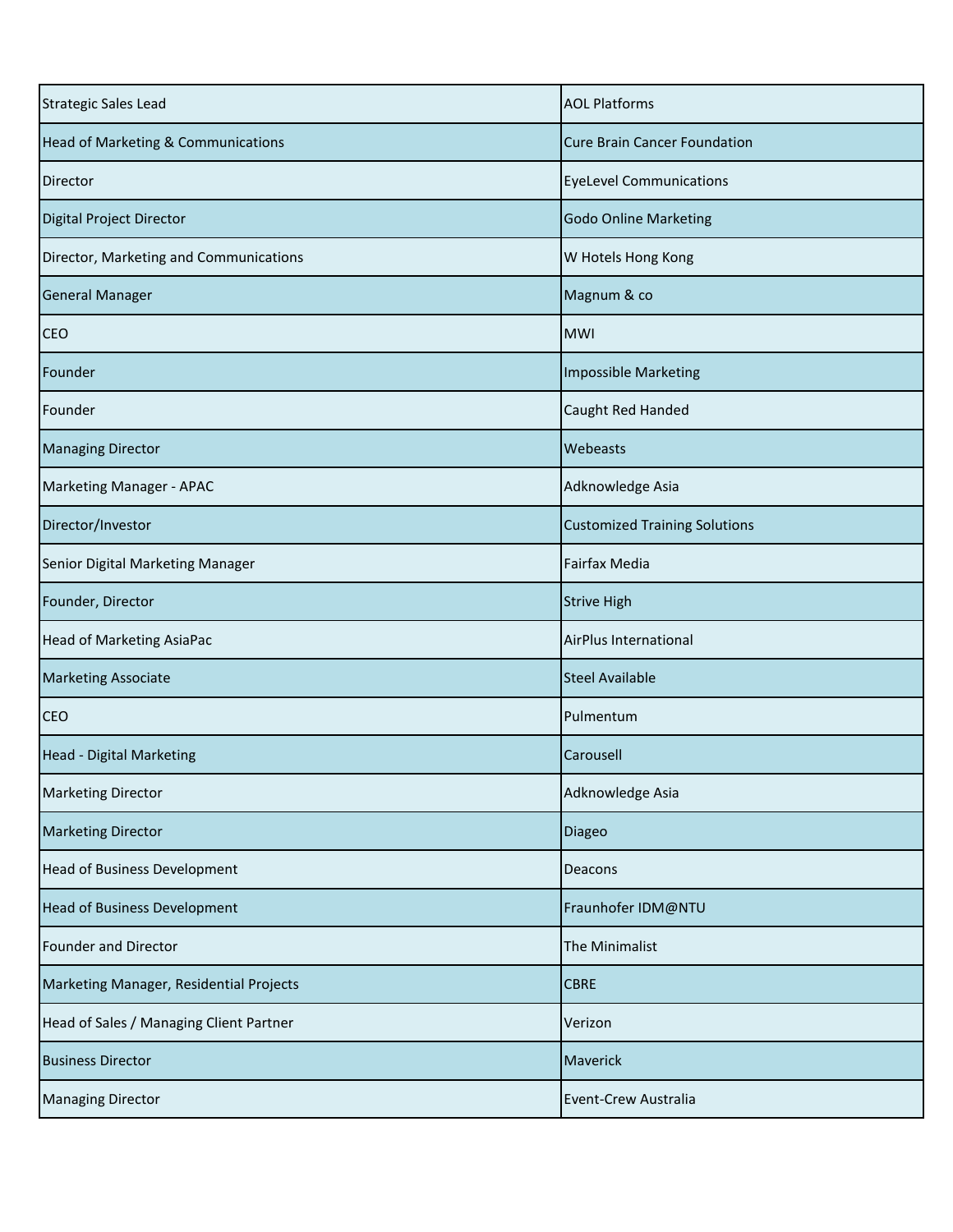| | |
|---|---|
| Strategic Sales Lead | AOL Platforms |
| Head of Marketing & Communications | Cure Brain Cancer Foundation |
| Director | EyeLevel Communications |
| Digital Project Director | Godo Online Marketing |
| Director, Marketing and Communications | W Hotels Hong Kong |
| General Manager | Magnum & co |
| CEO | MWI |
| Founder | Impossible Marketing |
| Founder | Caught Red Handed |
| Managing Director | Webeasts |
| Marketing Manager - APAC | Adknowledge Asia |
| Director/Investor | Customized Training Solutions |
| Senior Digital Marketing Manager | Fairfax Media |
| Founder, Director | Strive High |
| Head of Marketing AsiaPac | AirPlus International |
| Marketing Associate | Steel Available |
| CEO | Pulmentum |
| Head - Digital Marketing | Carousell |
| Marketing Director | Adknowledge Asia |
| Marketing Director | Diageo |
| Head of Business Development | Deacons |
| Head of Business Development | Fraunhofer IDM@NTU |
| Founder and Director | The Minimalist |
| Marketing Manager, Residential Projects | CBRE |
| Head of Sales / Managing Client Partner | Verizon |
| Business Director | Maverick |
| Managing Director | Event-Crew Australia |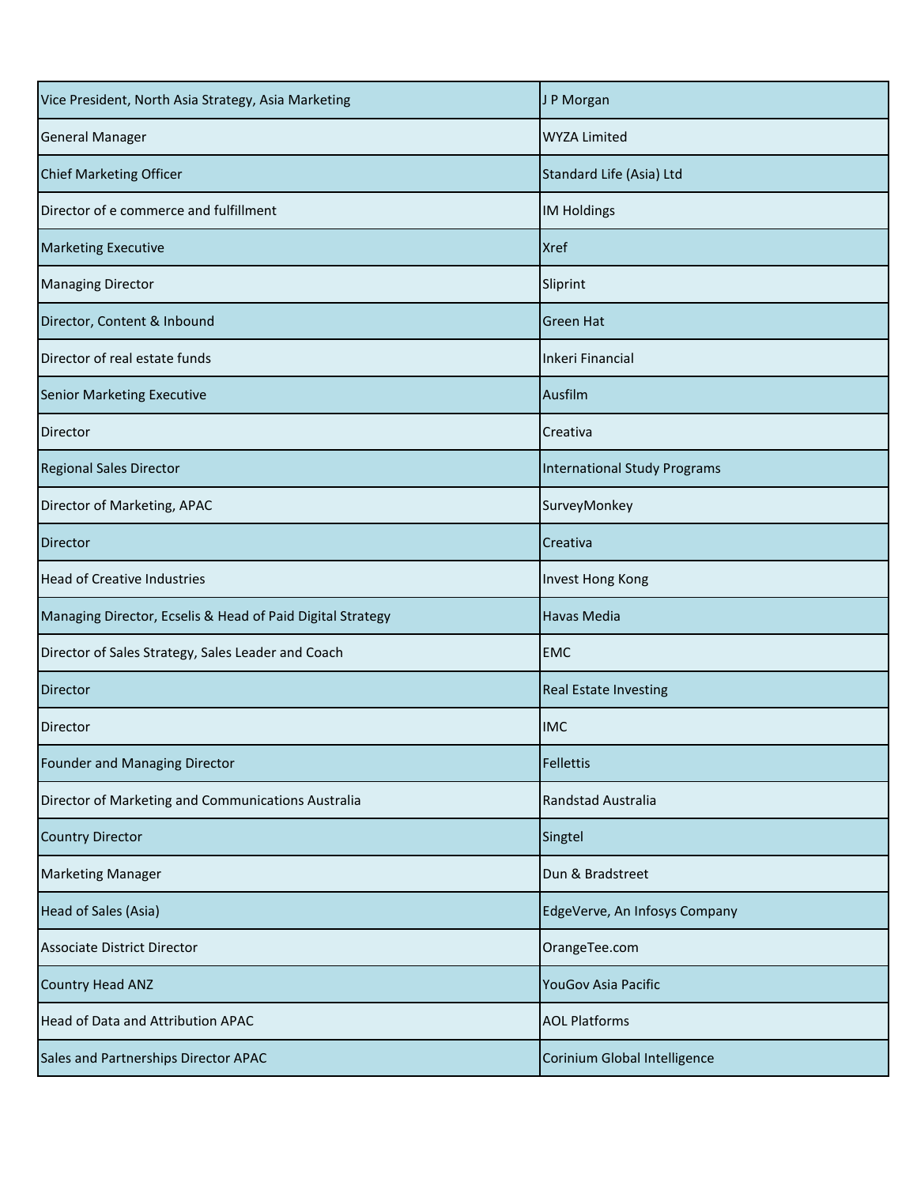| | |
|---|---|
| Vice President, North Asia Strategy, Asia Marketing | J P Morgan |
| General Manager | WYZA Limited |
| Chief Marketing Officer | Standard Life (Asia) Ltd |
| Director of e commerce and fulfillment | IM Holdings |
| Marketing Executive | Xref |
| Managing Director | Sliprint |
| Director, Content & Inbound | Green Hat |
| Director of real estate funds | Inkeri Financial |
| Senior Marketing Executive | Ausfilm |
| Director | Creativa |
| Regional Sales Director | International Study Programs |
| Director of Marketing, APAC | SurveyMonkey |
| Director | Creativa |
| Head of Creative Industries | Invest Hong Kong |
| Managing Director, Ecselis & Head of Paid Digital Strategy | Havas Media |
| Director of Sales Strategy, Sales Leader and Coach | EMC |
| Director | Real Estate Investing |
| Director | IMC |
| Founder and Managing Director | Fellettis |
| Director of Marketing and Communications Australia | Randstad Australia |
| Country Director | Singtel |
| Marketing Manager | Dun & Bradstreet |
| Head of Sales (Asia) | EdgeVerve, An Infosys Company |
| Associate District Director | OrangeTee.com |
| Country Head ANZ | YouGov Asia Pacific |
| Head of Data and Attribution APAC | AOL Platforms |
| Sales and Partnerships Director APAC | Corinium Global Intelligence |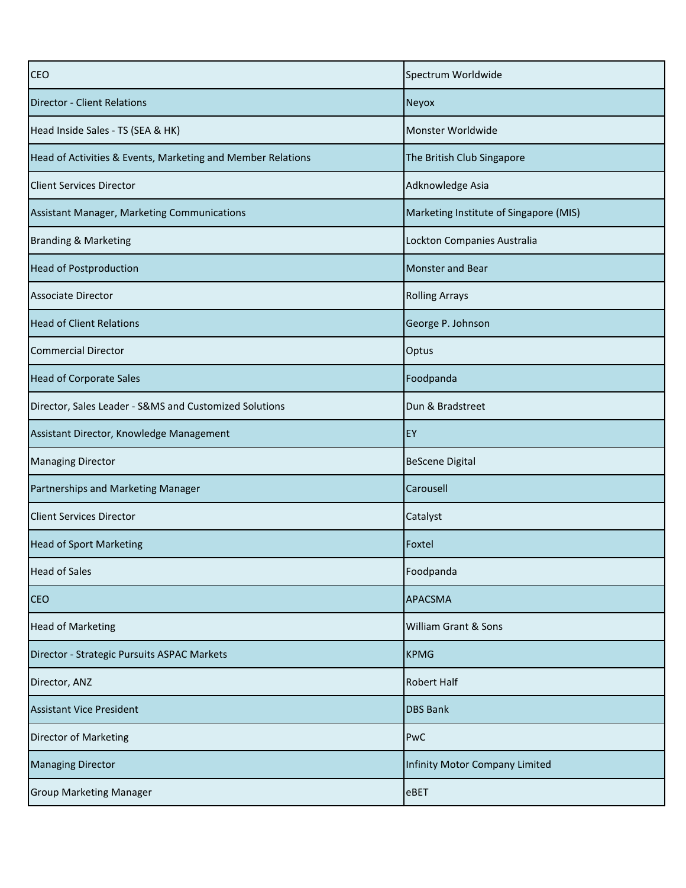| | |
|---|---|
| CEO | Spectrum Worldwide |
| Director - Client Relations | Neyox |
| Head Inside Sales - TS (SEA & HK) | Monster Worldwide |
| Head of Activities & Events, Marketing and Member Relations | The British Club Singapore |
| Client Services Director | Adknowledge Asia |
| Assistant Manager, Marketing Communications | Marketing Institute of Singapore (MIS) |
| Branding & Marketing | Lockton Companies Australia |
| Head of Postproduction | Monster and Bear |
| Associate Director | Rolling Arrays |
| Head of Client Relations | George P. Johnson |
| Commercial Director | Optus |
| Head of Corporate Sales | Foodpanda |
| Director, Sales Leader - S&MS and Customized Solutions | Dun & Bradstreet |
| Assistant Director, Knowledge Management | EY |
| Managing Director | BeScene Digital |
| Partnerships and Marketing Manager | Carousell |
| Client Services Director | Catalyst |
| Head of Sport Marketing | Foxtel |
| Head of Sales | Foodpanda |
| CEO | APACSMA |
| Head of Marketing | William Grant & Sons |
| Director - Strategic Pursuits ASPAC Markets | KPMG |
| Director, ANZ | Robert Half |
| Assistant Vice President | DBS Bank |
| Director of Marketing | PwC |
| Managing Director | Infinity Motor Company Limited |
| Group Marketing Manager | eBET |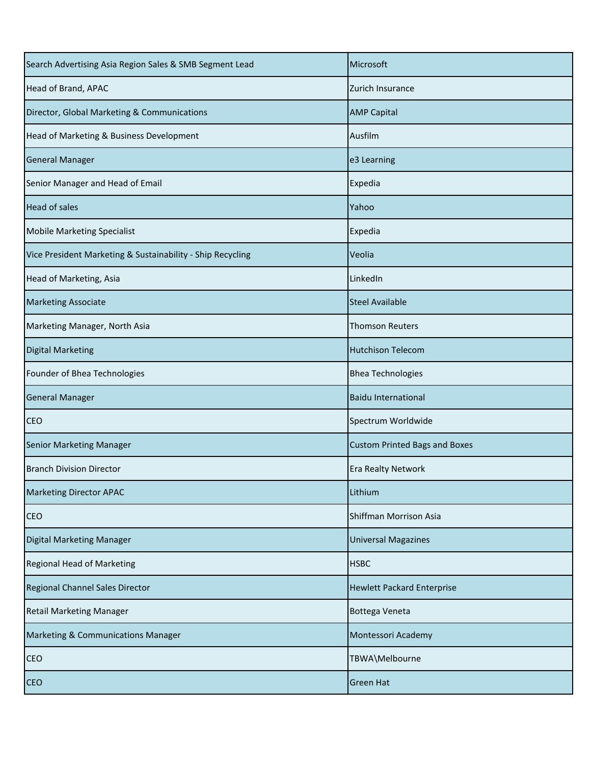| Search Advertising Asia Region Sales & SMB Segment Lead | Microsoft |
|---|---|
| Head of Brand, APAC | Zurich Insurance |
| Director, Global Marketing & Communications | AMP Capital |
| Head of Marketing & Business Development | Ausfilm |
| General Manager | e3 Learning |
| Senior Manager and Head of Email | Expedia |
| Head of sales | Yahoo |
| Mobile Marketing Specialist | Expedia |
| Vice President Marketing & Sustainability - Ship Recycling | Veolia |
| Head of Marketing, Asia | LinkedIn |
| Marketing Associate | Steel Available |
| Marketing Manager, North Asia | Thomson Reuters |
| Digital Marketing | Hutchison Telecom |
| Founder of Bhea Technologies | Bhea Technologies |
| General Manager | Baidu International |
| CEO | Spectrum Worldwide |
| Senior Marketing Manager | Custom Printed Bags and Boxes |
| Branch Division Director | Era Realty Network |
| Marketing Director APAC | Lithium |
| CEO | Shiffman Morrison Asia |
| Digital Marketing Manager | Universal Magazines |
| Regional Head of Marketing | HSBC |
| Regional Channel Sales Director | Hewlett Packard Enterprise |
| Retail Marketing Manager | Bottega Veneta |
| Marketing & Communications Manager | Montessori Academy |
| CEO | TBWA\Melbourne |
| CEO | Green Hat |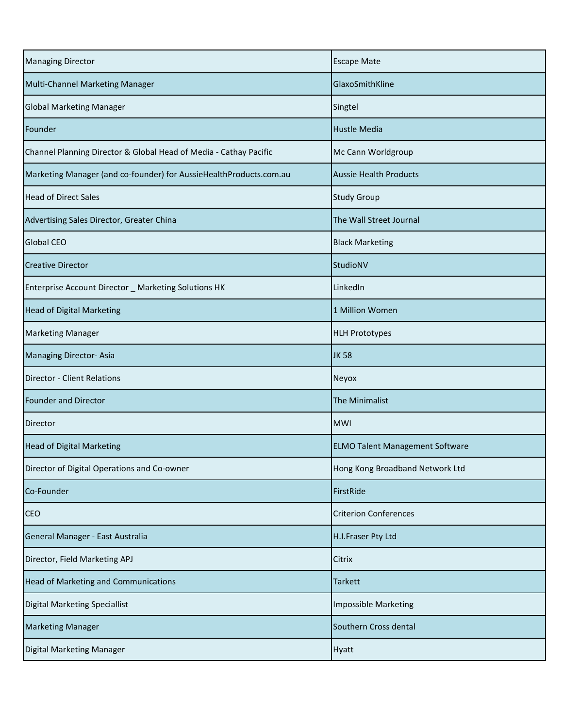| | |
|---|---|
| Managing Director | Escape Mate |
| Multi-Channel Marketing Manager | GlaxoSmithKline |
| Global Marketing Manager | Singtel |
| Founder | Hustle Media |
| Channel Planning Director & Global Head of Media - Cathay Pacific | Mc Cann Worldgroup |
| Marketing Manager (and co-founder) for AussieHealthProducts.com.au | Aussie Health Products |
| Head of Direct Sales | Study Group |
| Advertising Sales Director, Greater China | The Wall Street Journal |
| Global CEO | Black Marketing |
| Creative Director | StudioNV |
| Enterprise Account Director _ Marketing Solutions HK | LinkedIn |
| Head of Digital Marketing | 1 Million Women |
| Marketing Manager | HLH Prototypes |
| Managing Director- Asia | JK 58 |
| Director - Client Relations | Neyox |
| Founder and Director | The Minimalist |
| Director | MWI |
| Head of Digital Marketing | ELMO Talent Management Software |
| Director of Digital Operations and Co-owner | Hong Kong Broadband Network Ltd |
| Co-Founder | FirstRide |
| CEO | Criterion Conferences |
| General Manager - East Australia | H.I.Fraser Pty Ltd |
| Director, Field Marketing APJ | Citrix |
| Head of Marketing and Communications | Tarkett |
| Digital Marketing Speciallist | Impossible Marketing |
| Marketing Manager | Southern Cross dental |
| Digital Marketing Manager | Hyatt |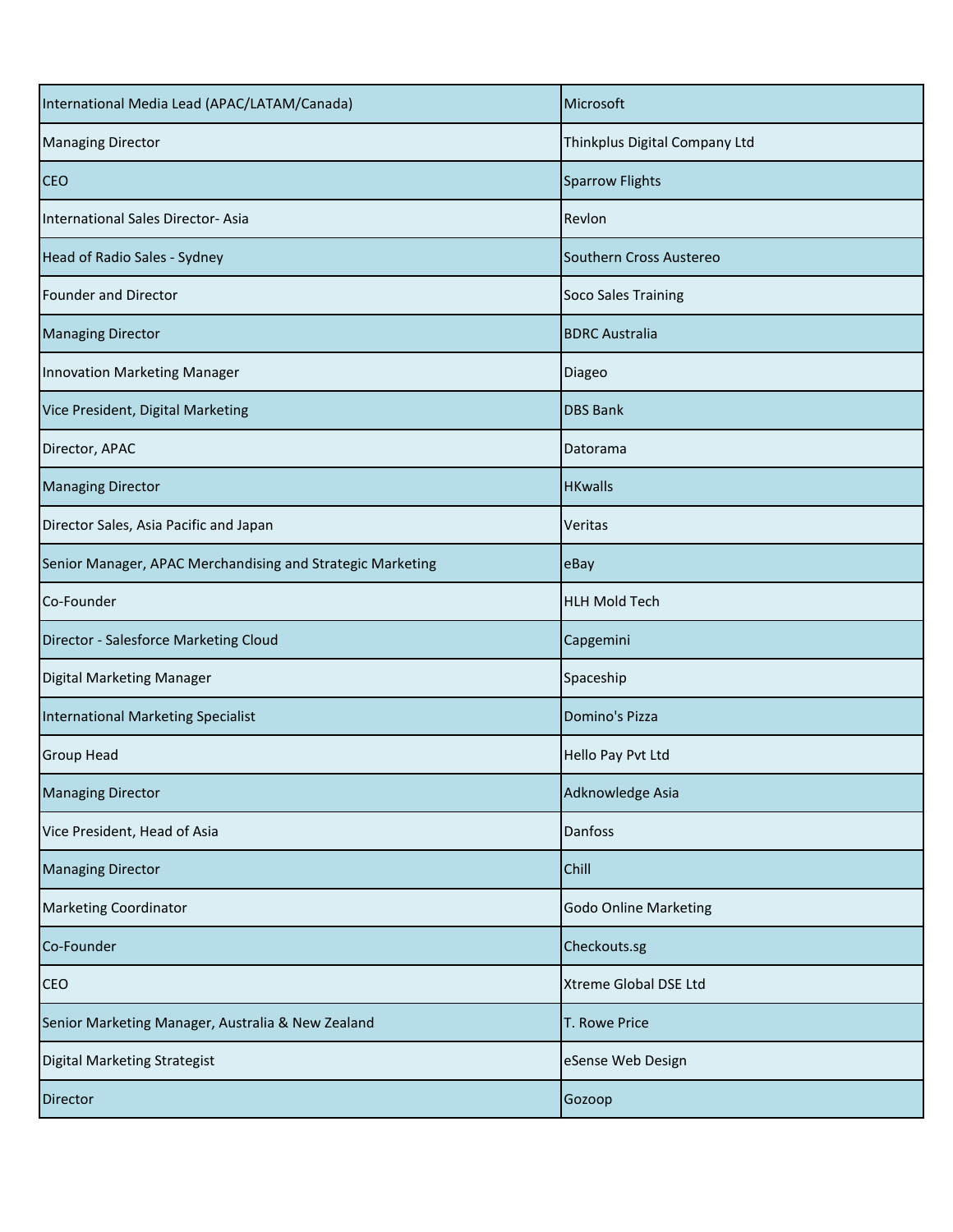| | |
|---|---|
| International Media Lead (APAC/LATAM/Canada) | Microsoft |
| Managing Director | Thinkplus Digital Company Ltd |
| CEO | Sparrow Flights |
| International Sales Director- Asia | Revlon |
| Head of Radio Sales - Sydney | Southern Cross Austereo |
| Founder and Director | Soco Sales Training |
| Managing Director | BDRC Australia |
| Innovation Marketing Manager | Diageo |
| Vice President, Digital Marketing | DBS Bank |
| Director, APAC | Datorama |
| Managing Director | HKwalls |
| Director Sales, Asia Pacific and Japan | Veritas |
| Senior Manager, APAC Merchandising and Strategic Marketing | eBay |
| Co-Founder | HLH Mold Tech |
| Director - Salesforce Marketing Cloud | Capgemini |
| Digital Marketing Manager | Spaceship |
| International Marketing Specialist | Domino's Pizza |
| Group Head | Hello Pay Pvt Ltd |
| Managing Director | Adknowledge Asia |
| Vice President, Head of Asia | Danfoss |
| Managing Director | Chill |
| Marketing Coordinator | Godo Online Marketing |
| Co-Founder | Checkouts.sg |
| CEO | Xtreme Global DSE Ltd |
| Senior Marketing Manager, Australia & New Zealand | T. Rowe Price |
| Digital Marketing Strategist | eSense Web Design |
| Director | Gozoop |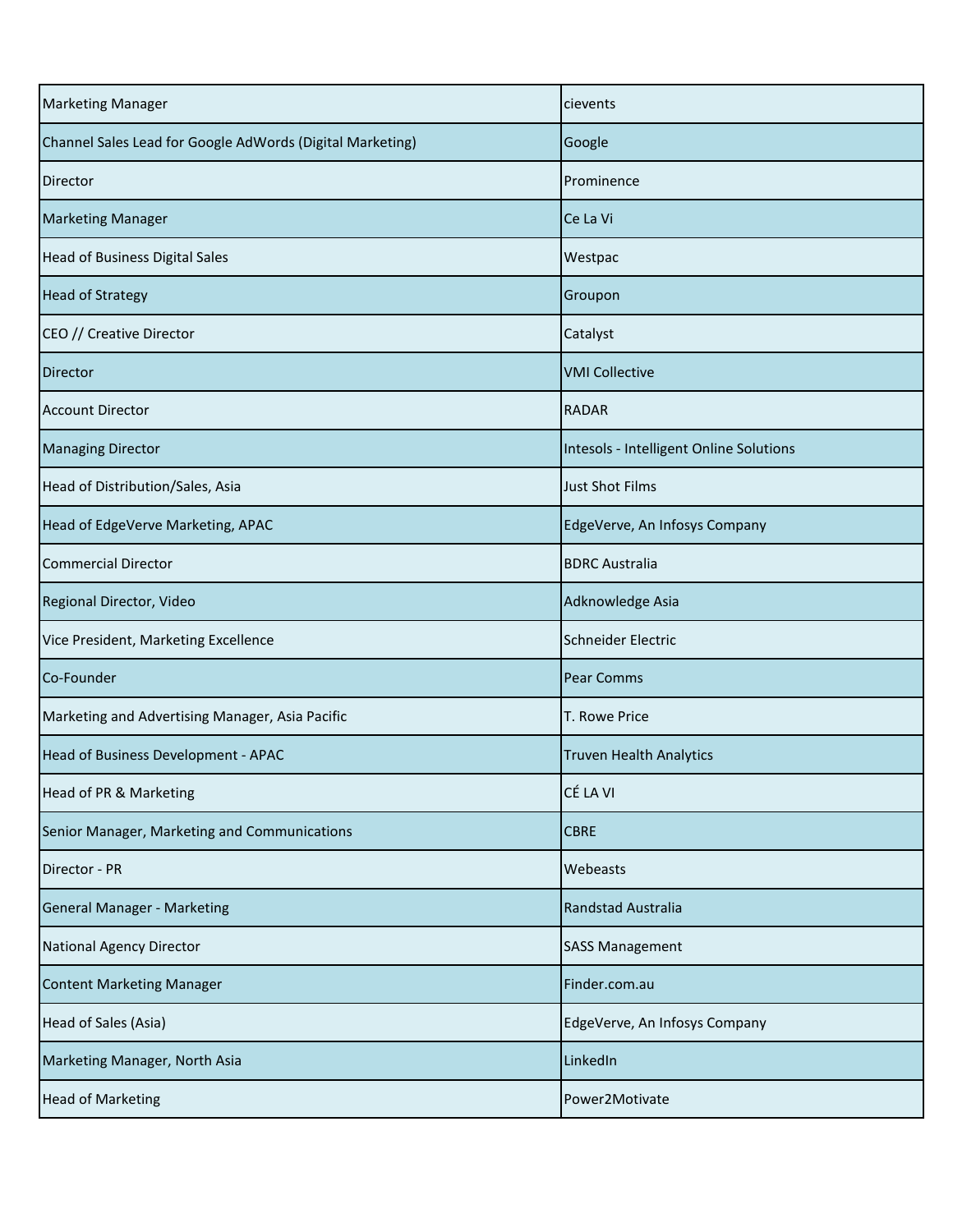| | |
|---|---|
| Marketing Manager | cievents |
| Channel Sales Lead for Google AdWords (Digital Marketing) | Google |
| Director | Prominence |
| Marketing Manager | Ce La Vi |
| Head of Business Digital Sales | Westpac |
| Head of Strategy | Groupon |
| CEO // Creative Director | Catalyst |
| Director | VMI Collective |
| Account Director | RADAR |
| Managing Director | Intesols - Intelligent Online Solutions |
| Head of Distribution/Sales, Asia | Just Shot Films |
| Head of EdgeVerve Marketing, APAC | EdgeVerve, An Infosys Company |
| Commercial Director | BDRC Australia |
| Regional Director, Video | Adknowledge Asia |
| Vice President, Marketing Excellence | Schneider Electric |
| Co-Founder | Pear Comms |
| Marketing and Advertising Manager, Asia Pacific | T. Rowe Price |
| Head of Business Development - APAC | Truven Health Analytics |
| Head of PR & Marketing | CÉ LA VI |
| Senior Manager, Marketing and Communications | CBRE |
| Director - PR | Webeasts |
| General Manager - Marketing | Randstad Australia |
| National Agency Director | SASS Management |
| Content Marketing Manager | Finder.com.au |
| Head of Sales (Asia) | EdgeVerve, An Infosys Company |
| Marketing Manager, North Asia | LinkedIn |
| Head of Marketing | Power2Motivate |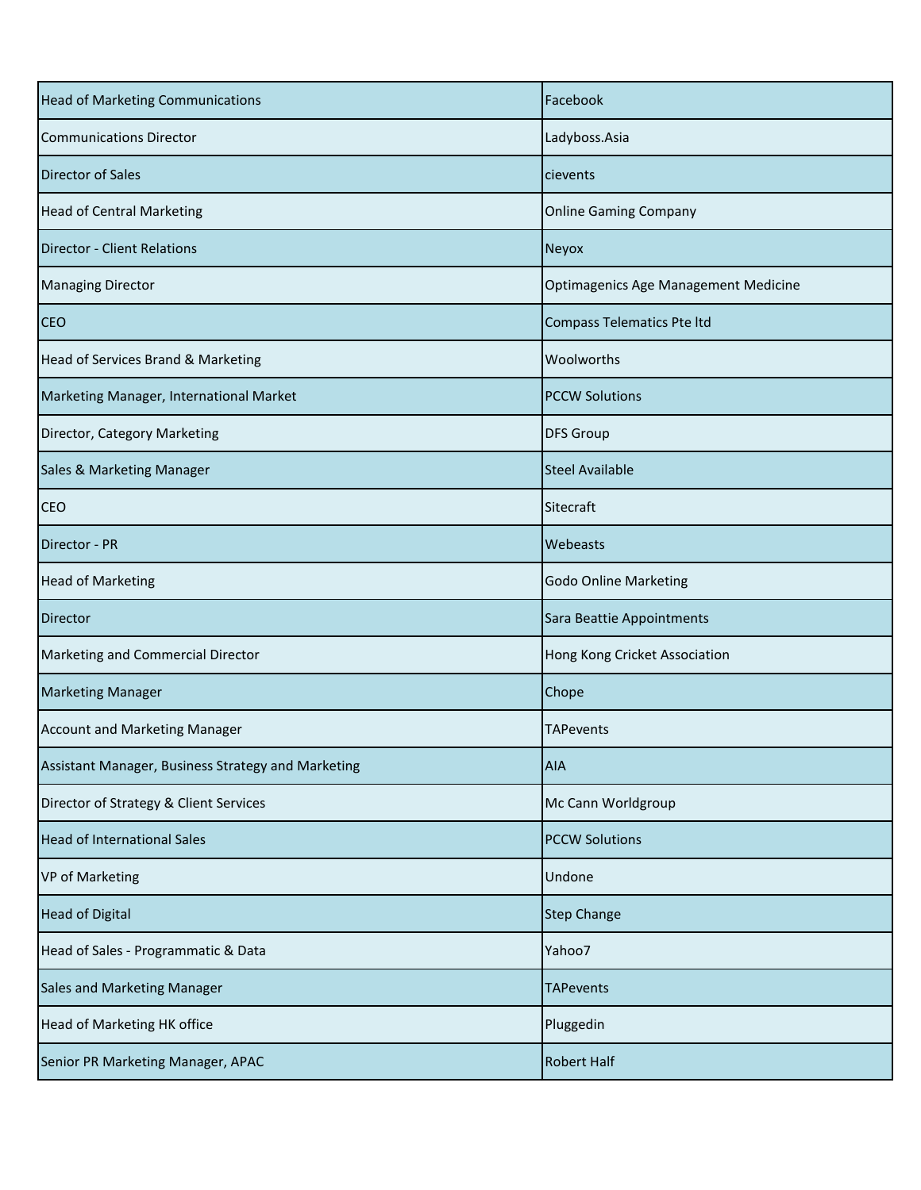| Head of Marketing Communications | Facebook |
| --- | --- |
| Communications Director | Ladyboss.Asia |
| Director of Sales | cievents |
| Head of Central Marketing | Online Gaming Company |
| Director - Client Relations | Neyox |
| Managing Director | Optimagenics Age Management Medicine |
| CEO | Compass Telematics Pte ltd |
| Head of Services Brand & Marketing | Woolworths |
| Marketing Manager, International Market | PCCW Solutions |
| Director, Category Marketing | DFS Group |
| Sales & Marketing Manager | Steel Available |
| CEO | Sitecraft |
| Director - PR | Webeasts |
| Head of Marketing | Godo Online Marketing |
| Director | Sara Beattie Appointments |
| Marketing and Commercial Director | Hong Kong Cricket Association |
| Marketing Manager | Chope |
| Account and Marketing Manager | TAPevents |
| Assistant Manager, Business Strategy and Marketing | AIA |
| Director of Strategy & Client Services | Mc Cann Worldgroup |
| Head of International Sales | PCCW Solutions |
| VP of Marketing | Undone |
| Head of Digital | Step Change |
| Head of Sales - Programmatic & Data | Yahoo7 |
| Sales and Marketing Manager | TAPevents |
| Head of Marketing HK office | Pluggedin |
| Senior PR Marketing Manager, APAC | Robert Half |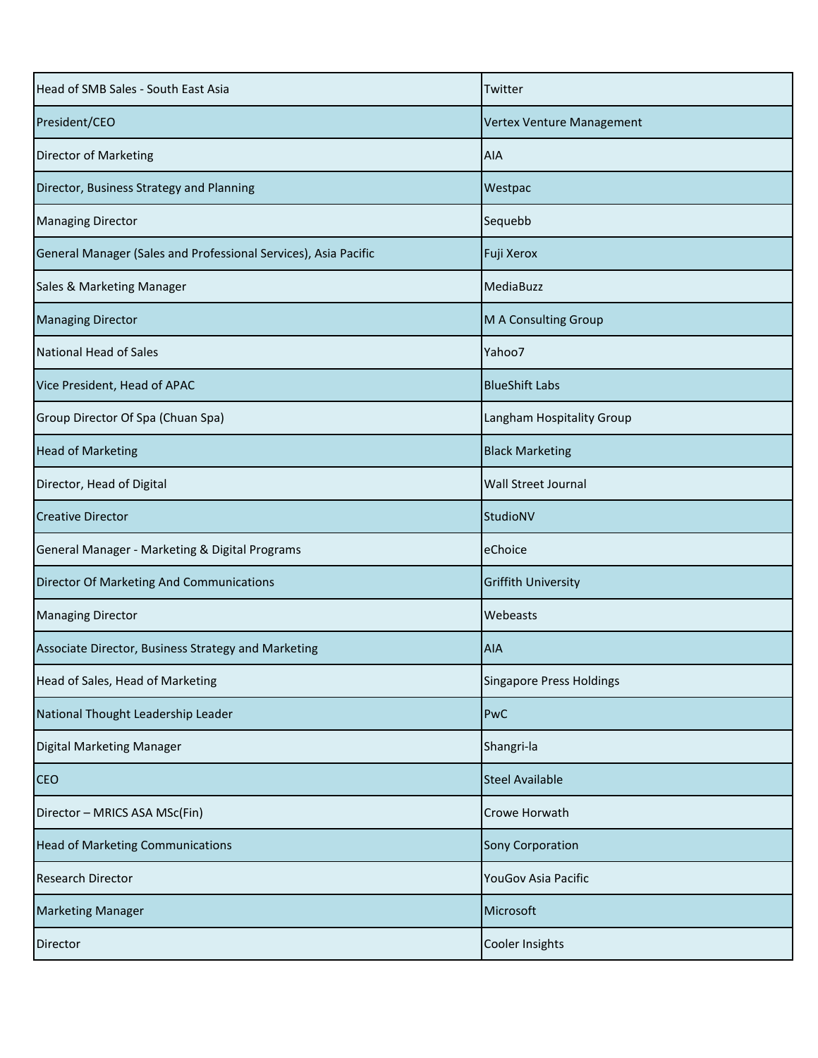| | |
|---|---|
| Head of SMB Sales - South East Asia | Twitter |
| President/CEO | Vertex Venture Management |
| Director of Marketing | AIA |
| Director, Business Strategy and Planning | Westpac |
| Managing Director | Sequebb |
| General Manager (Sales and Professional Services), Asia Pacific | Fuji Xerox |
| Sales & Marketing Manager | MediaBuzz |
| Managing Director | M A Consulting Group |
| National Head of Sales | Yahoo7 |
| Vice President, Head of APAC | BlueShift Labs |
| Group Director Of Spa (Chuan Spa) | Langham Hospitality Group |
| Head of Marketing | Black Marketing |
| Director, Head of Digital | Wall Street Journal |
| Creative Director | StudioNV |
| General Manager - Marketing & Digital Programs | eChoice |
| Director Of Marketing And Communications | Griffith University |
| Managing Director | Webeasts |
| Associate Director, Business Strategy and Marketing | AIA |
| Head of Sales, Head of Marketing | Singapore Press Holdings |
| National Thought Leadership Leader | PwC |
| Digital Marketing Manager | Shangri-la |
| CEO | Steel Available |
| Director – MRICS ASA MSc(Fin) | Crowe Horwath |
| Head of Marketing Communications | Sony Corporation |
| Research Director | YouGov Asia Pacific |
| Marketing Manager | Microsoft |
| Director | Cooler Insights |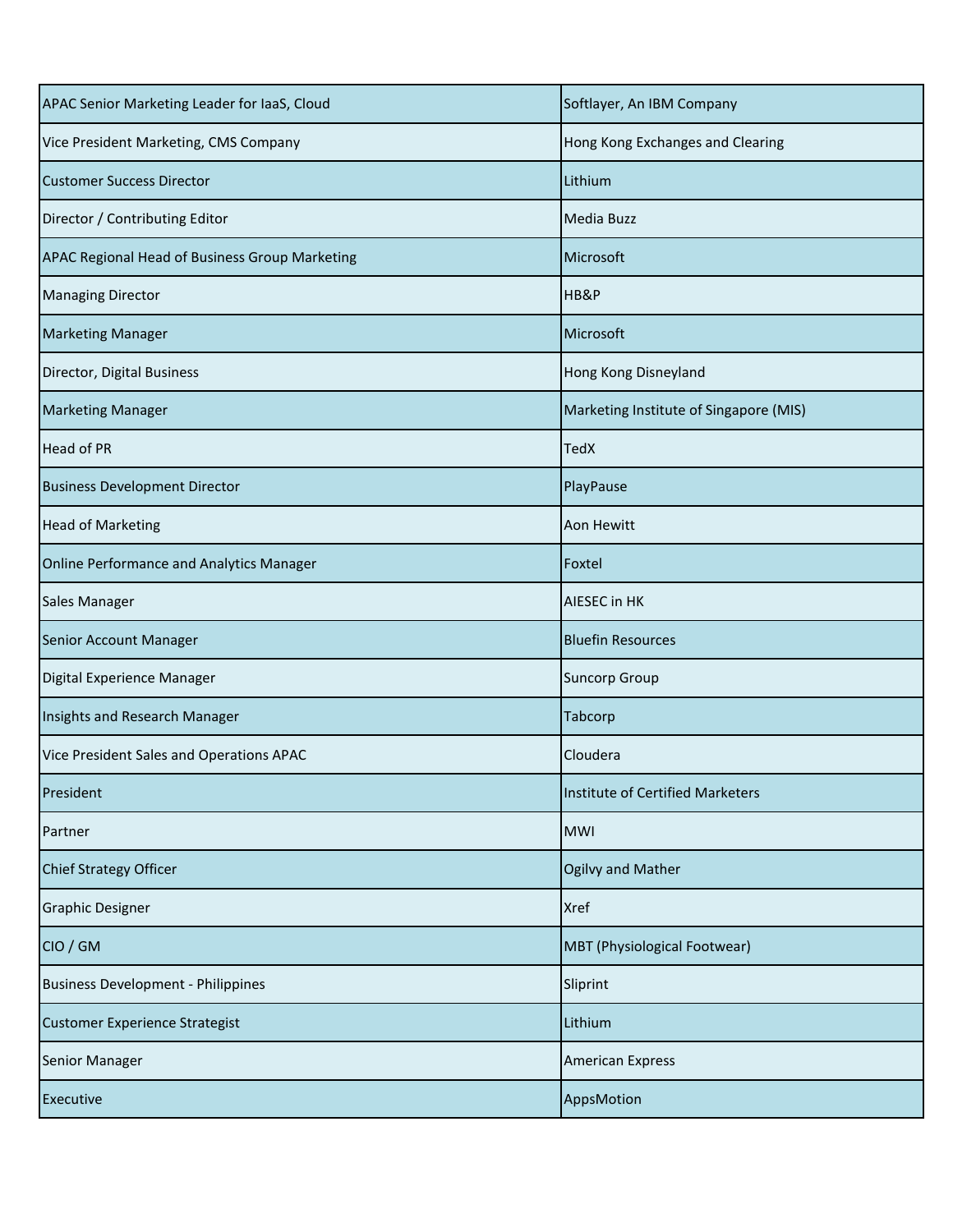| | |
|---|---|
| APAC Senior Marketing Leader for IaaS, Cloud | Softlayer, An IBM Company |
| Vice President Marketing, CMS Company | Hong Kong Exchanges and Clearing |
| Customer Success Director | Lithium |
| Director / Contributing Editor | Media Buzz |
| APAC Regional Head of Business Group Marketing | Microsoft |
| Managing Director | HB&P |
| Marketing Manager | Microsoft |
| Director, Digital Business | Hong Kong Disneyland |
| Marketing Manager | Marketing Institute of Singapore (MIS) |
| Head of PR | TedX |
| Business Development Director | PlayPause |
| Head of Marketing | Aon Hewitt |
| Online Performance and Analytics Manager | Foxtel |
| Sales Manager | AIESEC in HK |
| Senior Account Manager | Bluefin Resources |
| Digital Experience Manager | Suncorp Group |
| Insights and Research Manager | Tabcorp |
| Vice President Sales and Operations APAC | Cloudera |
| President | Institute of Certified Marketers |
| Partner | MWI |
| Chief Strategy Officer | Ogilvy and Mather |
| Graphic Designer | Xref |
| CIO / GM | MBT (Physiological Footwear) |
| Business Development - Philippines | Sliprint |
| Customer Experience Strategist | Lithium |
| Senior Manager | American Express |
| Executive | AppsMotion |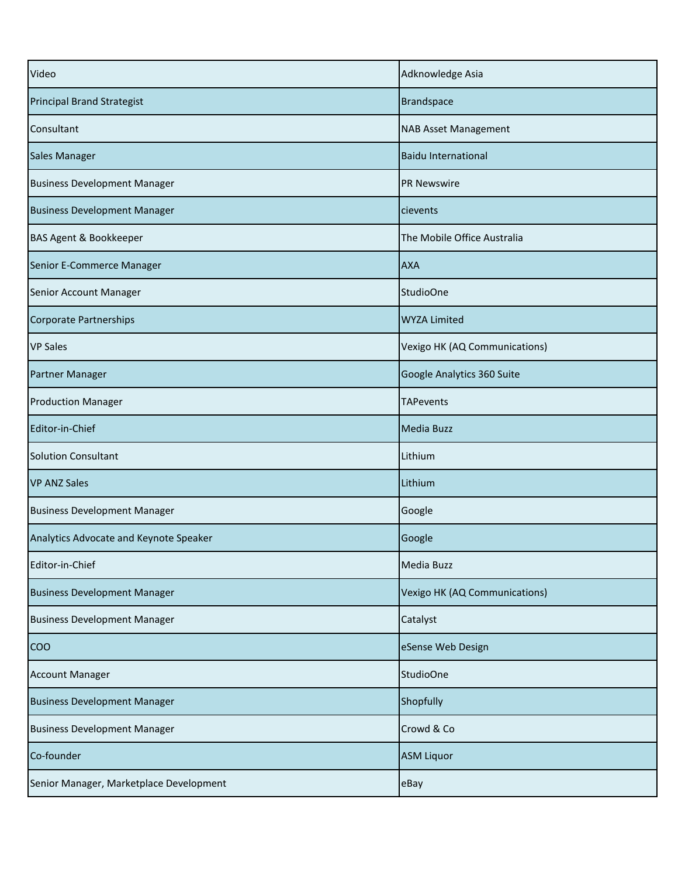| | |
|---|---|
| Video | Adknowledge Asia |
| Principal Brand Strategist | Brandspace |
| Consultant | NAB Asset Management |
| Sales Manager | Baidu International |
| Business Development Manager | PR Newswire |
| Business Development Manager | cievents |
| BAS Agent & Bookkeeper | The Mobile Office Australia |
| Senior E-Commerce Manager | AXA |
| Senior Account Manager | StudioOne |
| Corporate Partnerships | WYZA Limited |
| VP Sales | Vexigo HK (AQ Communications) |
| Partner Manager | Google Analytics 360 Suite |
| Production Manager | TAPevents |
| Editor-in-Chief | Media Buzz |
| Solution Consultant | Lithium |
| VP ANZ Sales | Lithium |
| Business Development Manager | Google |
| Analytics Advocate and Keynote Speaker | Google |
| Editor-in-Chief | Media Buzz |
| Business Development Manager | Vexigo HK (AQ Communications) |
| Business Development Manager | Catalyst |
| COO | eSense Web Design |
| Account Manager | StudioOne |
| Business Development Manager | Shopfully |
| Business Development Manager | Crowd & Co |
| Co-founder | ASM Liquor |
| Senior Manager, Marketplace Development | eBay |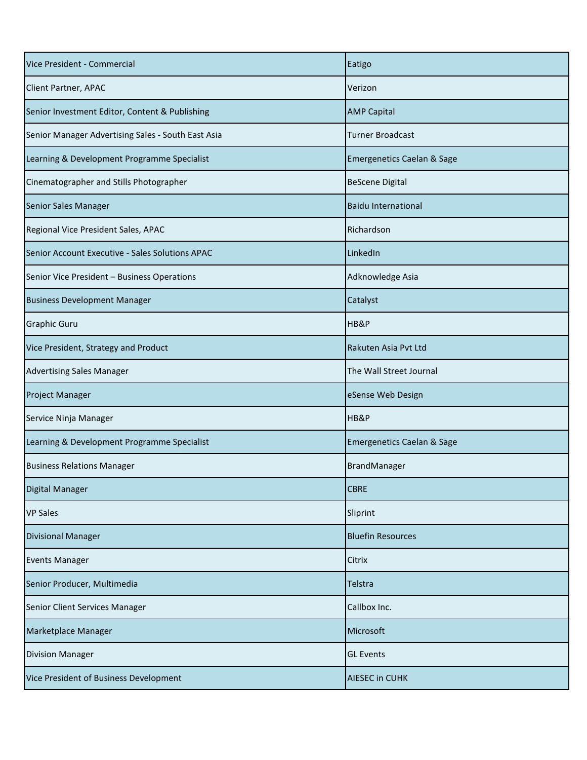| Vice President - Commercial | Eatigo |
|---|---|
| Client Partner, APAC | Verizon |
| Senior Investment Editor, Content & Publishing | AMP Capital |
| Senior Manager Advertising Sales - South East Asia | Turner Broadcast |
| Learning & Development Programme Specialist | Emergenetics Caelan & Sage |
| Cinematographer and Stills Photographer | BeScene Digital |
| Senior Sales Manager | Baidu International |
| Regional Vice President Sales, APAC | Richardson |
| Senior Account Executive - Sales Solutions APAC | LinkedIn |
| Senior Vice President – Business Operations | Adknowledge Asia |
| Business Development Manager | Catalyst |
| Graphic Guru | HB&P |
| Vice President, Strategy and Product | Rakuten Asia Pvt Ltd |
| Advertising Sales Manager | The Wall Street Journal |
| Project Manager | eSense Web Design |
| Service Ninja Manager | HB&P |
| Learning & Development Programme Specialist | Emergenetics Caelan & Sage |
| Business Relations Manager | BrandManager |
| Digital Manager | CBRE |
| VP Sales | Sliprint |
| Divisional Manager | Bluefin Resources |
| Events Manager | Citrix |
| Senior Producer, Multimedia | Telstra |
| Senior Client Services Manager | Callbox Inc. |
| Marketplace Manager | Microsoft |
| Division Manager | GL Events |
| Vice President of Business Development | AIESEC in CUHK |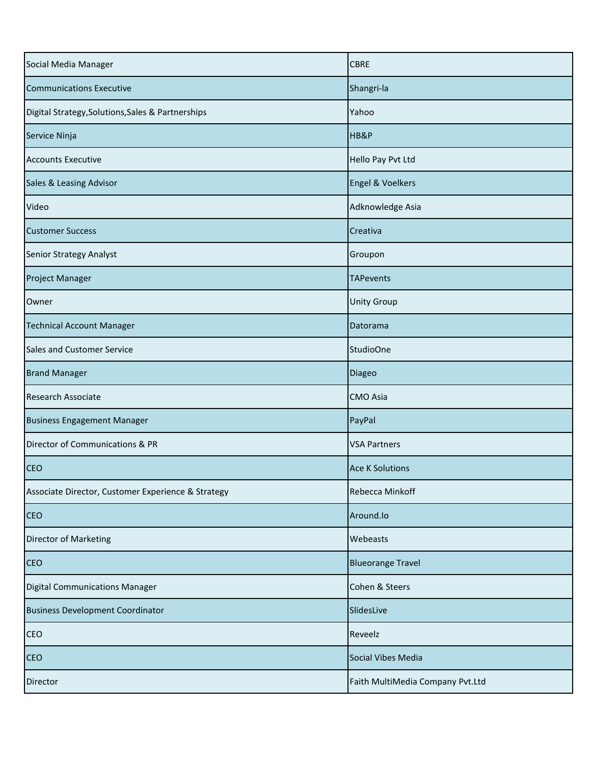| | |
|---|---|
| Social Media Manager | CBRE |
| Communications Executive | Shangri-la |
| Digital Strategy,Solutions,Sales & Partnerships | Yahoo |
| Service Ninja | HB&P |
| Accounts Executive | Hello Pay Pvt Ltd |
| Sales & Leasing Advisor | Engel & Voelkers |
| Video | Adknowledge Asia |
| Customer Success | Creativa |
| Senior Strategy Analyst | Groupon |
| Project Manager | TAPevents |
| Owner | Unity Group |
| Technical Account Manager | Datorama |
| Sales and Customer Service | StudioOne |
| Brand Manager | Diageo |
| Research Associate | CMO Asia |
| Business Engagement Manager | PayPal |
| Director of Communications & PR | VSA Partners |
| CEO | Ace K Solutions |
| Associate Director, Customer Experience & Strategy | Rebecca Minkoff |
| CEO | Around.Io |
| Director of Marketing | Webeasts |
| CEO | Blueorange Travel |
| Digital Communications Manager | Cohen & Steers |
| Business Development Coordinator | SlidesLive |
| CEO | Reveelz |
| CEO | Social Vibes Media |
| Director | Faith MultiMedia Company Pvt.Ltd |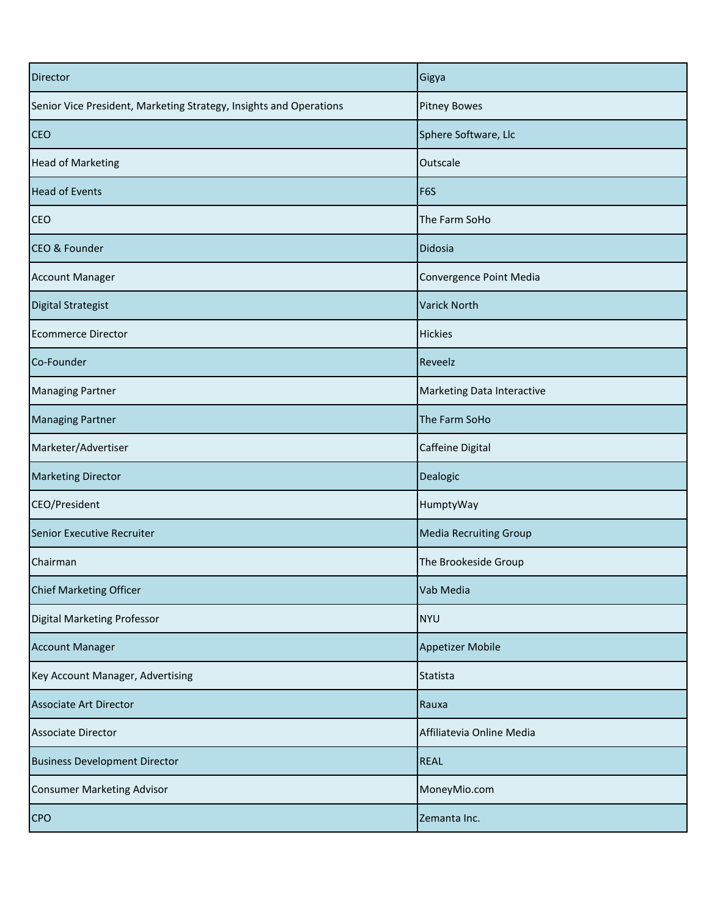| | |
|---|---|
| Director | Gigya |
| Senior Vice President, Marketing Strategy, Insights and Operations | Pitney Bowes |
| CEO | Sphere Software, Llc |
| Head of Marketing | Outscale |
| Head of Events | F6S |
| CEO | The Farm SoHo |
| CEO & Founder | Didosia |
| Account Manager | Convergence Point Media |
| Digital Strategist | Varick North |
| Ecommerce Director | Hickies |
| Co-Founder | Reveelz |
| Managing Partner | Marketing Data Interactive |
| Managing Partner | The Farm SoHo |
| Marketer/Advertiser | Caffeine Digital |
| Marketing Director | Dealogic |
| CEO/President | HumptyWay |
| Senior Executive Recruiter | Media Recruiting Group |
| Chairman | The Brookeside Group |
| Chief Marketing Officer | Vab Media |
| Digital Marketing Professor | NYU |
| Account Manager | Appetizer Mobile |
| Key Account Manager, Advertising | Statista |
| Associate Art Director | Rauxa |
| Associate Director | Affiliatevia Online Media |
| Business Development Director | REAL |
| Consumer Marketing Advisor | MoneyMio.com |
| CPO | Zemanta Inc. |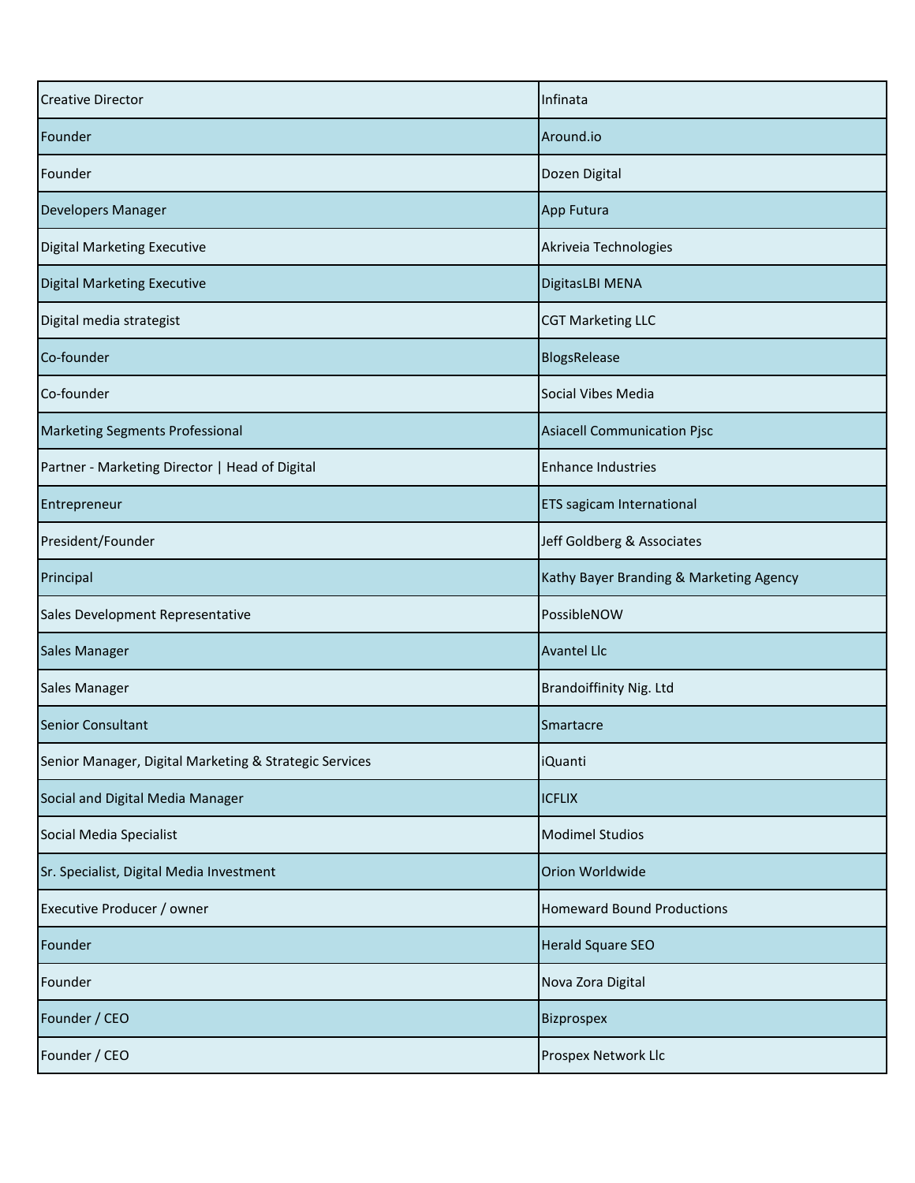| Creative Director | Infinata |
| --- | --- |
| Founder | Around.io |
| Founder | Dozen Digital |
| Developers Manager | App Futura |
| Digital Marketing Executive | Akriveia Technologies |
| Digital Marketing Executive | DigitasLBI MENA |
| Digital media strategist | CGT Marketing LLC |
| Co-founder | BlogsRelease |
| Co-founder | Social Vibes Media |
| Marketing Segments Professional | Asiacell Communication Pjsc |
| Partner - Marketing Director \| Head of Digital | Enhance Industries |
| Entrepreneur | ETS sagicam International |
| President/Founder | Jeff Goldberg & Associates |
| Principal | Kathy Bayer Branding & Marketing Agency |
| Sales Development Representative | PossibleNOW |
| Sales Manager | Avantel Llc |
| Sales Manager | Brandoiffinity Nig. Ltd |
| Senior Consultant | Smartacre |
| Senior Manager, Digital Marketing & Strategic Services | iQuanti |
| Social and Digital Media Manager | ICFLIX |
| Social Media Specialist | Modimel Studios |
| Sr. Specialist, Digital Media Investment | Orion Worldwide |
| Executive Producer / owner | Homeward Bound Productions |
| Founder | Herald Square SEO |
| Founder | Nova Zora Digital |
| Founder / CEO | Bizprospex |
| Founder / CEO | Prospex Network Llc |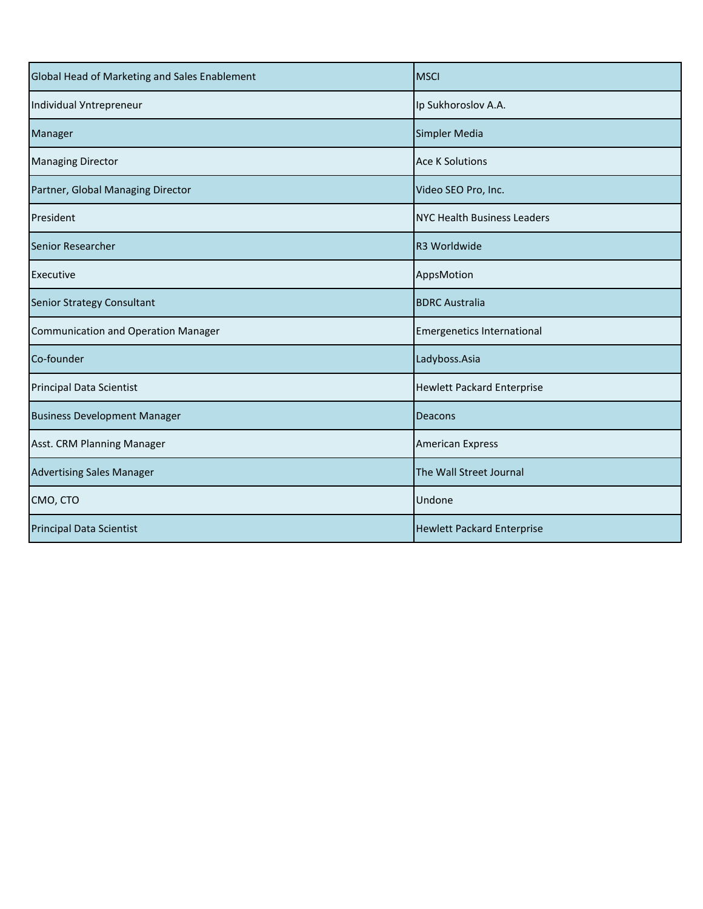| | |
|---|---|
| Global Head of Marketing and Sales Enablement | MSCI |
| Individual Уntrepreneur | Ip Sukhoroslov A.A. |
| Manager | Simpler Media |
| Managing Director | Ace K Solutions |
| Partner, Global Managing Director | Video SEO Pro, Inc. |
| President | NYC Health Business Leaders |
| Senior Researcher | R3 Worldwide |
| Executive | AppsMotion |
| Senior Strategy Consultant | BDRC Australia |
| Communication and Operation Manager | Emergenetics International |
| Co-founder | Ladyboss.Asia |
| Principal Data Scientist | Hewlett Packard Enterprise |
| Business Development Manager | Deacons |
| Asst. CRM Planning Manager | American Express |
| Advertising Sales Manager | The Wall Street Journal |
| CMO, CTO | Undone |
| Principal Data Scientist | Hewlett Packard Enterprise |